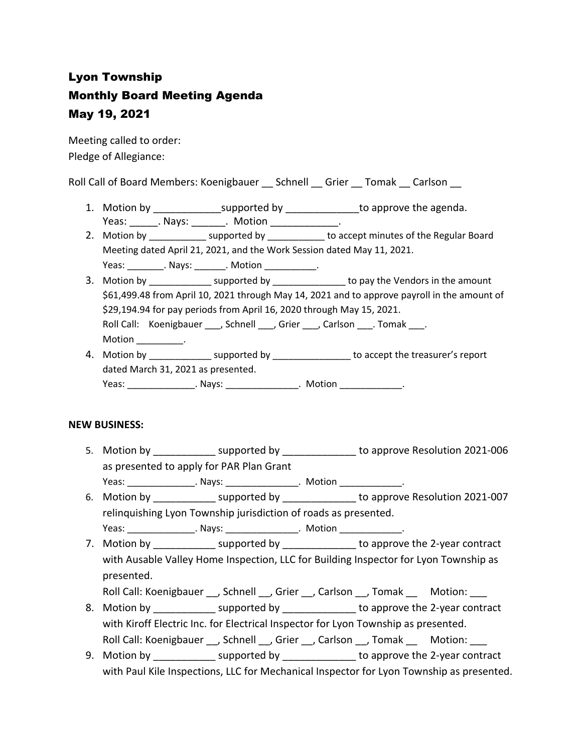# Lyon Township

## Monthly Board Meeting Agenda

## May 19, 2021

Meeting called to order:
Pledge of Allegiance:

Roll Call of Board Members: Koenigbauer __ Schnell __ Grier __ Tomak __ Carlson __

1. Motion by ____________supported by _____________to approve the agenda.
   Yeas: _____. Nays: ______. Motion ____________.
2. Motion by ___________ supported by ___________ to accept minutes of the Regular Board Meeting dated April 21, 2021, and the Work Session dated May 11, 2021.
   Yeas: _______. Nays: ______. Motion __________.
3. Motion by ____________ supported by ______________ to pay the Vendors in the amount $61,499.48 from April 10, 2021 through May 14, 2021 and to approve payroll in the amount of $29,194.94 for pay periods from April 16, 2020 through May 15, 2021.
   Roll Call: Koenigbauer ___, Schnell ___, Grier ___, Carlson ___. Tomak ___.
   Motion _________.
4. Motion by ____________ supported by _______________ to accept the treasurer's report dated March 31, 2021 as presented.
   Yeas: _____________. Nays: ______________. Motion ____________.

**NEW BUSINESS:**

5. Motion by ___________ supported by _____________ to approve Resolution 2021-006 as presented to apply for PAR Plan Grant
   Yeas: _____________. Nays: ______________. Motion ____________.
6. Motion by ___________ supported by _____________ to approve Resolution 2021-007 relinquishing Lyon Township jurisdiction of roads as presented.
   Yeas: _____________. Nays: ______________. Motion ____________.
7. Motion by ___________ supported by _____________ to approve the 2-year contract with Ausable Valley Home Inspection, LLC for Building Inspector for Lyon Township as presented.
   Roll Call: Koenigbauer __, Schnell __, Grier __, Carlson __, Tomak __ Motion: ___
8. Motion by ___________ supported by _____________ to approve the 2-year contract with Kiroff Electric Inc. for Electrical Inspector for Lyon Township as presented.
   Roll Call: Koenigbauer __, Schnell __, Grier __, Carlson __, Tomak __ Motion: ___
9. Motion by ___________ supported by _____________ to approve the 2-year contract with Paul Kile Inspections, LLC for Mechanical Inspector for Lyon Township as presented.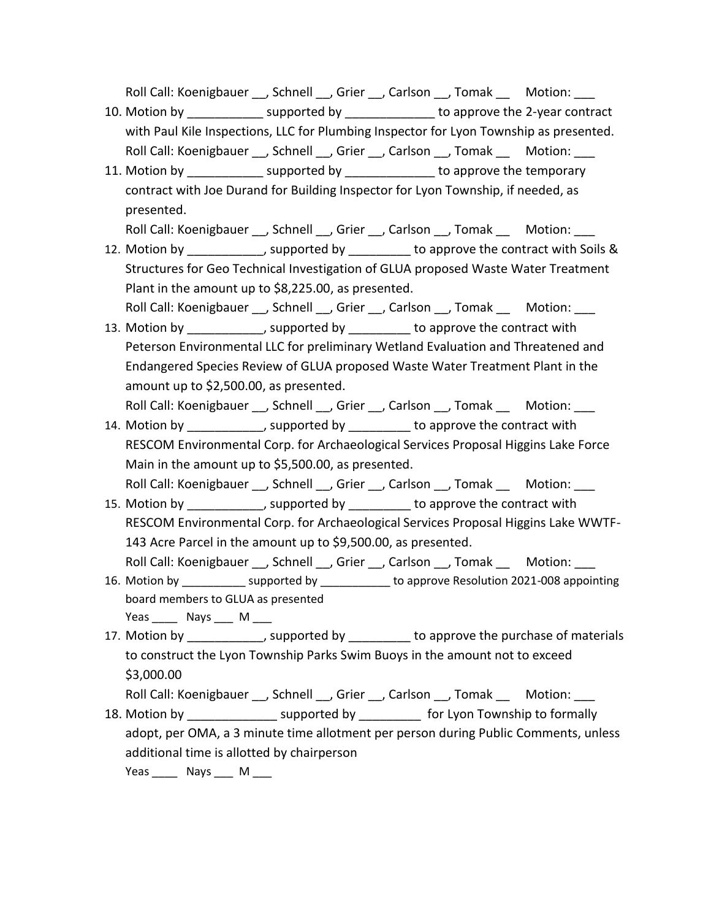Roll Call: Koenigbauer __, Schnell __, Grier __, Carlson __, Tomak __     Motion: ___

10. Motion by ___________ supported by _____________ to approve the 2-year contract with Paul Kile Inspections, LLC for Plumbing Inspector for Lyon Township as presented.
    Roll Call: Koenigbauer __, Schnell __, Grier __, Carlson __, Tomak __     Motion: ___
11. Motion by ___________ supported by _____________ to approve the temporary contract with Joe Durand for Building Inspector for Lyon Township, if needed, as presented.
    Roll Call: Koenigbauer __, Schnell __, Grier __, Carlson __, Tomak __     Motion: ___
12. Motion by ___________, supported by _________ to approve the contract with Soils & Structures for Geo Technical Investigation of GLUA proposed Waste Water Treatment Plant in the amount up to $8,225.00, as presented.
    Roll Call: Koenigbauer __, Schnell __, Grier __, Carlson __, Tomak __     Motion: ___
13. Motion by ___________, supported by _________ to approve the contract with Peterson Environmental LLC for preliminary Wetland Evaluation and Threatened and Endangered Species Review of GLUA proposed Waste Water Treatment Plant in the amount up to $2,500.00, as presented.
    Roll Call: Koenigbauer __, Schnell __, Grier __, Carlson __, Tomak __     Motion: ___
14. Motion by ___________, supported by _________ to approve the contract with RESCOM Environmental Corp. for Archaeological Services Proposal Higgins Lake Force Main in the amount up to $5,500.00, as presented.
    Roll Call: Koenigbauer __, Schnell __, Grier __, Carlson __, Tomak __     Motion: ___
15. Motion by ___________, supported by _________ to approve the contract with RESCOM Environmental Corp. for Archaeological Services Proposal Higgins Lake WWTF-143 Acre Parcel in the amount up to $9,500.00, as presented.
    Roll Call: Koenigbauer __, Schnell __, Grier __, Carlson __, Tomak __     Motion: ___
16. Motion by __________ supported by ___________ to approve Resolution 2021-008 appointing board members to GLUA as presented
    Yeas ____  Nays ___  M ___
17. Motion by ___________, supported by _________ to approve the purchase of materials to construct the Lyon Township Parks Swim Buoys in the amount not to exceed $3,000.00
    Roll Call: Koenigbauer __, Schnell __, Grier __, Carlson __, Tomak __     Motion: ___
18. Motion by _____________ supported by _________ for Lyon Township to formally adopt, per OMA, a 3 minute time allotment per person during Public Comments, unless additional time is allotted by chairperson
    Yeas ____  Nays ___  M ___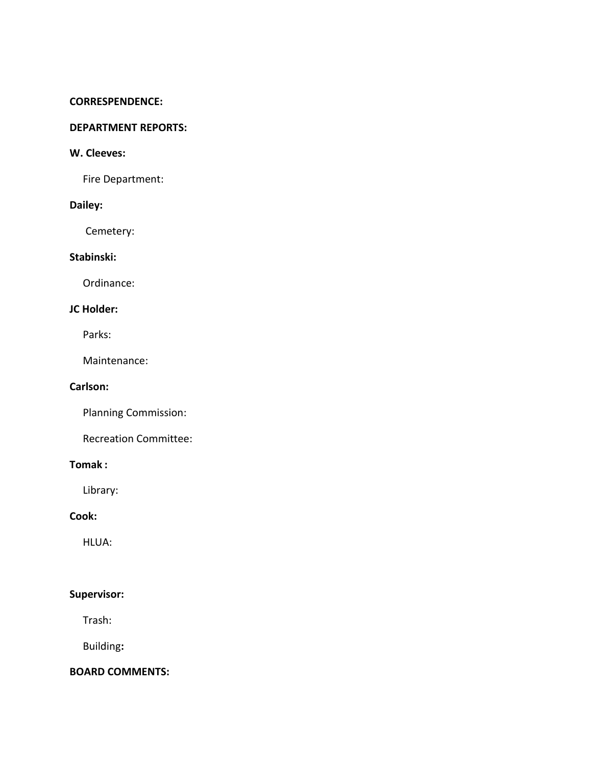**CORRESPENDENCE:**

**DEPARTMENT REPORTS:**

**W. Cleeves:**

Fire Department:

**Dailey:**

Cemetery:

**Stabinski:**

Ordinance:

**JC Holder:**

Parks:

Maintenance:

**Carlson:**

Planning Commission:

Recreation Committee:

**Tomak :**

Library:

**Cook:**

HLUA:

**Supervisor:**

Trash:

Building**:**

**BOARD COMMENTS:**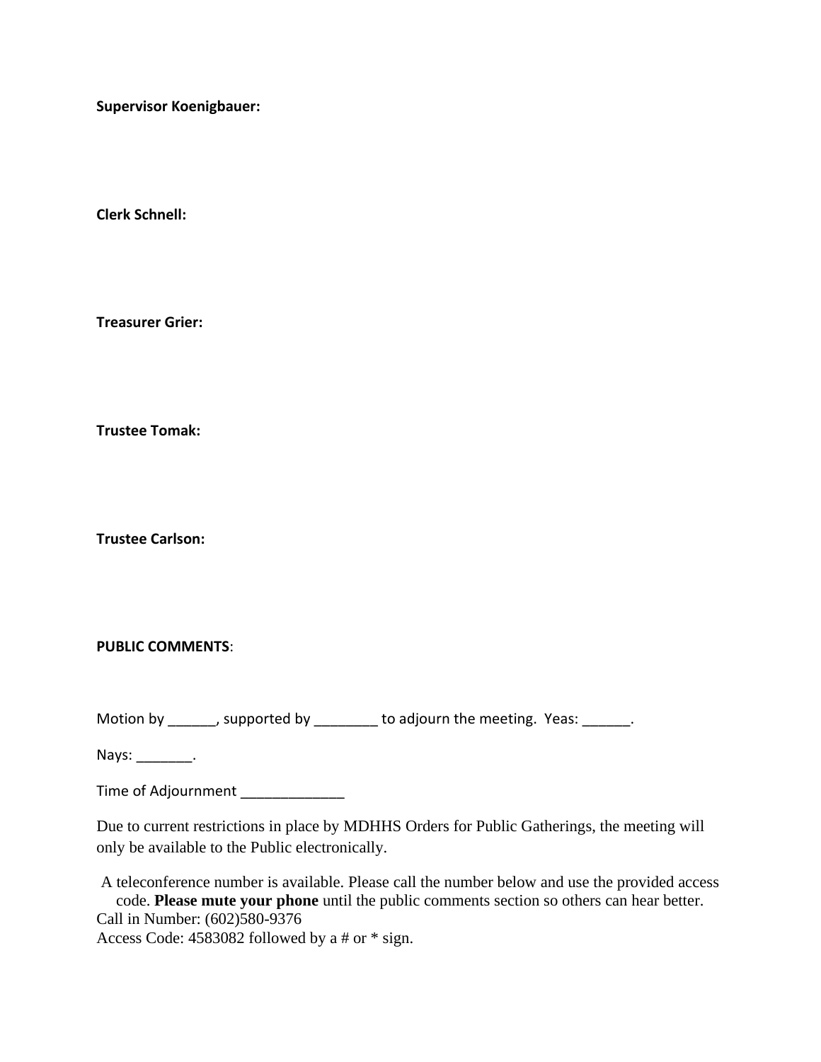**Supervisor Koenigbauer:**

**Clerk Schnell:**

**Treasurer Grier:**

**Trustee Tomak:**

**Trustee Carlson:**

**PUBLIC COMMENTS**:

Motion by ______, supported by ________ to adjourn the meeting. Yeas: ______.

Nays: _______.

Time of Adjournment _____________

Due to current restrictions in place by MDHHS Orders for Public Gatherings, the meeting will only be available to the Public electronically.

A teleconference number is available. Please call the number below and use the provided access code. **Please mute your phone** until the public comments section so others can hear better.
Call in Number: (602)580-9376
Access Code: 4583082 followed by a # or * sign.